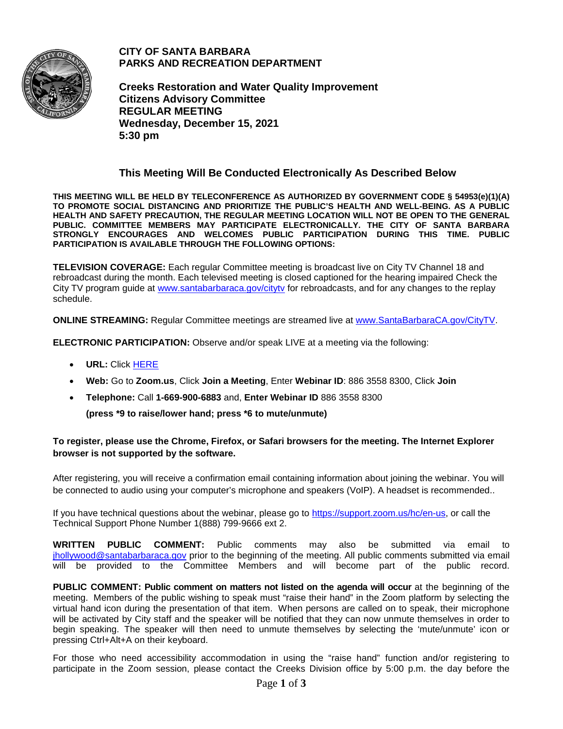# CITY OF SANTA BARBARA
# PARKS AND RECREATION DEPARTMENT

## Creeks Restoration and Water Quality Improvement Citizens Advisory Committee REGULAR MEETING Wednesday, December 15, 2021 5:30 pm

## This Meeting Will Be Conducted Electronically As Described Below

**THIS MEETING WILL BE HELD BY TELECONFERENCE AS AUTHORIZED BY GOVERNMENT CODE § 54953(e)(1)(A) TO PROMOTE SOCIAL DISTANCING AND PRIORITIZE THE PUBLIC'S HEALTH AND WELL-BEING. AS A PUBLIC HEALTH AND SAFETY PRECAUTION, THE REGULAR MEETING LOCATION WILL NOT BE OPEN TO THE GENERAL PUBLIC. COMMITTEE MEMBERS MAY PARTICIPATE ELECTRONICALLY. THE CITY OF SANTA BARBARA STRONGLY ENCOURAGES AND WELCOMES PUBLIC PARTICIPATION DURING THIS TIME. PUBLIC PARTICIPATION IS AVAILABLE THROUGH THE FOLLOWING OPTIONS:**

**TELEVISION COVERAGE:** Each regular Committee meeting is broadcast live on City TV Channel 18 and rebroadcast during the month. Each televised meeting is closed captioned for the hearing impaired Check the City TV program guide at www.santabarbaraca.gov/citytv for rebroadcasts, and for any changes to the replay schedule.

**ONLINE STREAMING:** Regular Committee meetings are streamed live at www.SantaBarbaraCA.gov/CityTV.

**ELECTRONIC PARTICIPATION:** Observe and/or speak LIVE at a meeting via the following:

- **URL:** Click HERE
- **Web:** Go to **Zoom.us**, Click **Join a Meeting**, Enter **Webinar ID**: 886 3558 8300, Click **Join**
- **Telephone:** Call **1-669-900-6883** and, **Enter Webinar ID** 886 3558 8300

  **(press *9 to raise/lower hand; press *6 to mute/unmute)**

**To register, please use the Chrome, Firefox, or Safari browsers for the meeting. The Internet Explorer browser is not supported by the software.**

After registering, you will receive a confirmation email containing information about joining the webinar. You will be connected to audio using your computer's microphone and speakers (VoIP). A headset is recommended..

If you have technical questions about the webinar, please go to https://support.zoom.us/hc/en-us, or call the Technical Support Phone Number 1(888) 799-9666 ext 2.

**WRITTEN PUBLIC COMMENT:** Public comments may also be submitted via email to jhollywood@santabarbaraca.gov prior to the beginning of the meeting. All public comments submitted via email will be provided to the Committee Members and will become part of the public record.

**PUBLIC COMMENT: Public comment on matters not listed on the agenda will occur** at the beginning of the meeting. Members of the public wishing to speak must "raise their hand" in the Zoom platform by selecting the virtual hand icon during the presentation of that item. When persons are called on to speak, their microphone will be activated by City staff and the speaker will be notified that they can now unmute themselves in order to begin speaking. The speaker will then need to unmute themselves by selecting the 'mute/unmute' icon or pressing Ctrl+Alt+A on their keyboard.

For those who need accessibility accommodation in using the "raise hand" function and/or registering to participate in the Zoom session, please contact the Creeks Division office by 5:00 p.m. the day before the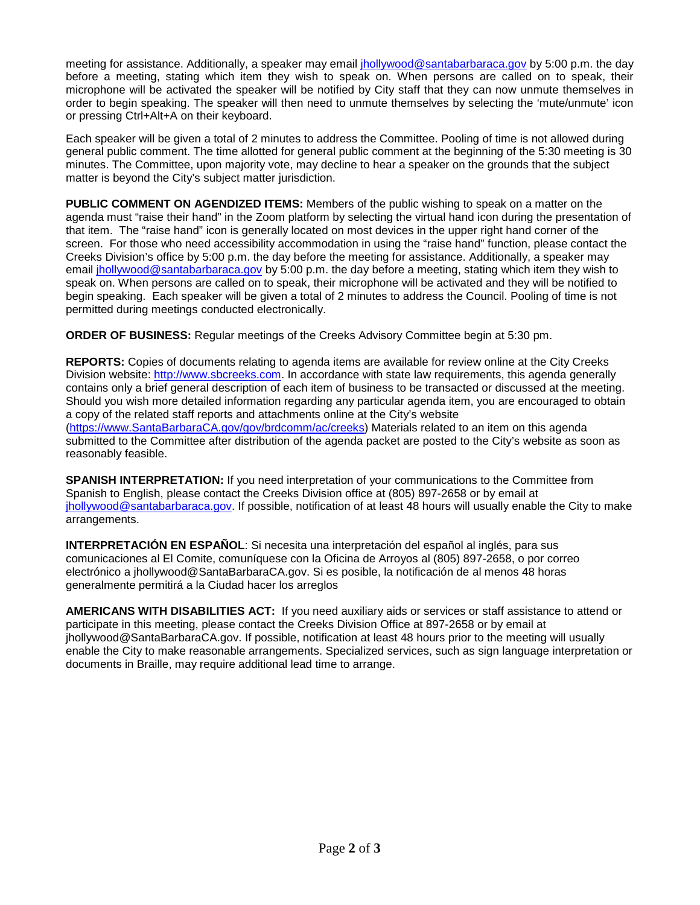meeting for assistance. Additionally, a speaker may email jhollywood@santabarbaraca.gov by 5:00 p.m. the day before a meeting, stating which item they wish to speak on. When persons are called on to speak, their microphone will be activated the speaker will be notified by City staff that they can now unmute themselves in order to begin speaking. The speaker will then need to unmute themselves by selecting the 'mute/unmute' icon or pressing Ctrl+Alt+A on their keyboard.

Each speaker will be given a total of 2 minutes to address the Committee. Pooling of time is not allowed during general public comment. The time allotted for general public comment at the beginning of the 5:30 meeting is 30 minutes. The Committee, upon majority vote, may decline to hear a speaker on the grounds that the subject matter is beyond the City's subject matter jurisdiction.

**PUBLIC COMMENT ON AGENDIZED ITEMS:** Members of the public wishing to speak on a matter on the agenda must "raise their hand" in the Zoom platform by selecting the virtual hand icon during the presentation of that item. The "raise hand" icon is generally located on most devices in the upper right hand corner of the screen. For those who need accessibility accommodation in using the "raise hand" function, please contact the Creeks Division's office by 5:00 p.m. the day before the meeting for assistance. Additionally, a speaker may email jhollywood@santabarbaraca.gov by 5:00 p.m. the day before a meeting, stating which item they wish to speak on. When persons are called on to speak, their microphone will be activated and they will be notified to begin speaking. Each speaker will be given a total of 2 minutes to address the Council. Pooling of time is not permitted during meetings conducted electronically.

**ORDER OF BUSINESS:** Regular meetings of the Creeks Advisory Committee begin at 5:30 pm.

**REPORTS:** Copies of documents relating to agenda items are available for review online at the City Creeks Division website: http://www.sbcreeks.com. In accordance with state law requirements, this agenda generally contains only a brief general description of each item of business to be transacted or discussed at the meeting. Should you wish more detailed information regarding any particular agenda item, you are encouraged to obtain a copy of the related staff reports and attachments online at the City's website (https://www.SantaBarbaraCA.gov/gov/brdcomm/ac/creeks) Materials related to an item on this agenda submitted to the Committee after distribution of the agenda packet are posted to the City's website as soon as reasonably feasible.

**SPANISH INTERPRETATION:** If you need interpretation of your communications to the Committee from Spanish to English, please contact the Creeks Division office at (805) 897-2658 or by email at jhollywood@santabarbaraca.gov. If possible, notification of at least 48 hours will usually enable the City to make arrangements.

**INTERPRETACIÓN EN ESPAÑOL**: Si necesita una interpretación del español al inglés, para sus comunicaciones al El Comite, comuníquese con la Oficina de Arroyos al (805) 897-2658, o por correo electrónico a jhollywood@SantaBarbaraCA.gov. Si es posible, la notificación de al menos 48 horas generalmente permitirá a la Ciudad hacer los arreglos

**AMERICANS WITH DISABILITIES ACT:** If you need auxiliary aids or services or staff assistance to attend or participate in this meeting, please contact the Creeks Division Office at 897-2658 or by email at jhollywood@SantaBarbaraCA.gov. If possible, notification at least 48 hours prior to the meeting will usually enable the City to make reasonable arrangements. Specialized services, such as sign language interpretation or documents in Braille, may require additional lead time to arrange.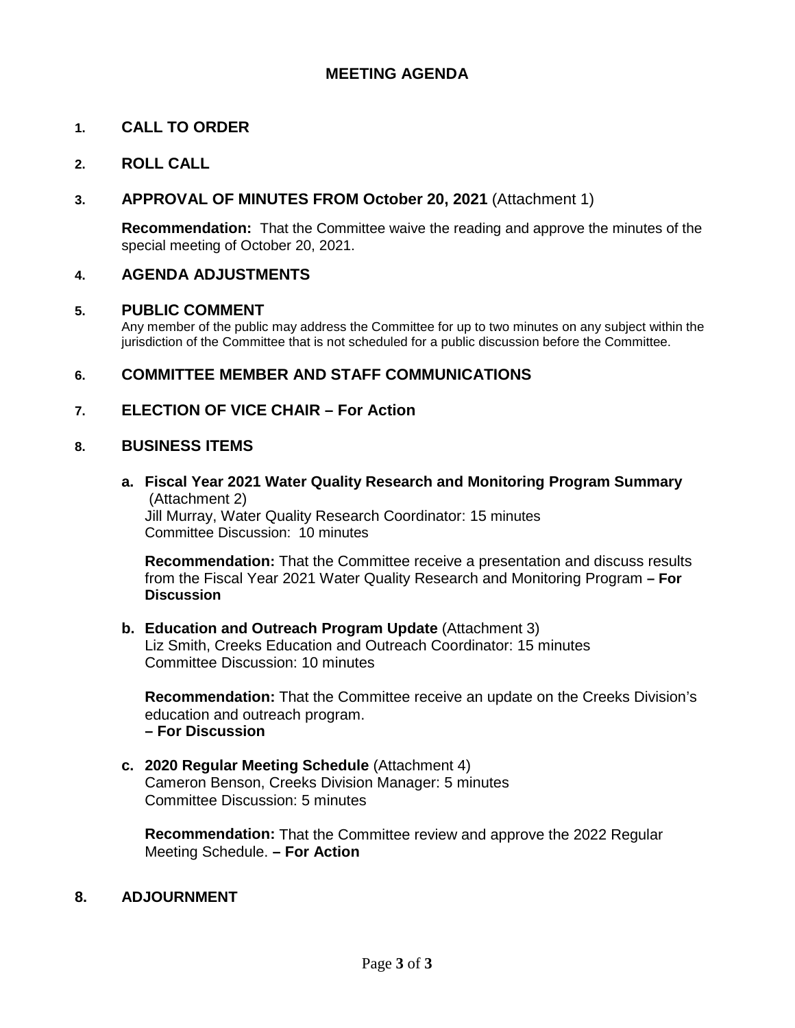## MEETING AGENDA

### 1. CALL TO ORDER

### 2. ROLL CALL

### 3. APPROVAL OF MINUTES FROM October 20, 2021 (Attachment 1)

**Recommendation:** That the Committee waive the reading and approve the minutes of the special meeting of October 20, 2021.

### 4. AGENDA ADJUSTMENTS

### 5. PUBLIC COMMENT

Any member of the public may address the Committee for up to two minutes on any subject within the jurisdiction of the Committee that is not scheduled for a public discussion before the Committee.

### 6. COMMITTEE MEMBER AND STAFF COMMUNICATIONS

### 7. ELECTION OF VICE CHAIR – For Action

### 8. BUSINESS ITEMS

**a. Fiscal Year 2021 Water Quality Research and Monitoring Program Summary** (Attachment 2)
Jill Murray, Water Quality Research Coordinator: 15 minutes
Committee Discussion: 10 minutes

**Recommendation:** That the Committee receive a presentation and discuss results from the Fiscal Year 2021 Water Quality Research and Monitoring Program **– For Discussion**

**b. Education and Outreach Program Update** (Attachment 3)
Liz Smith, Creeks Education and Outreach Coordinator: 15 minutes
Committee Discussion: 10 minutes

**Recommendation:** That the Committee receive an update on the Creeks Division's education and outreach program.
**– For Discussion**

**c. 2020 Regular Meeting Schedule** (Attachment 4)
Cameron Benson, Creeks Division Manager: 5 minutes
Committee Discussion: 5 minutes

**Recommendation:** That the Committee review and approve the 2022 Regular Meeting Schedule. **– For Action**

### 8. ADJOURNMENT